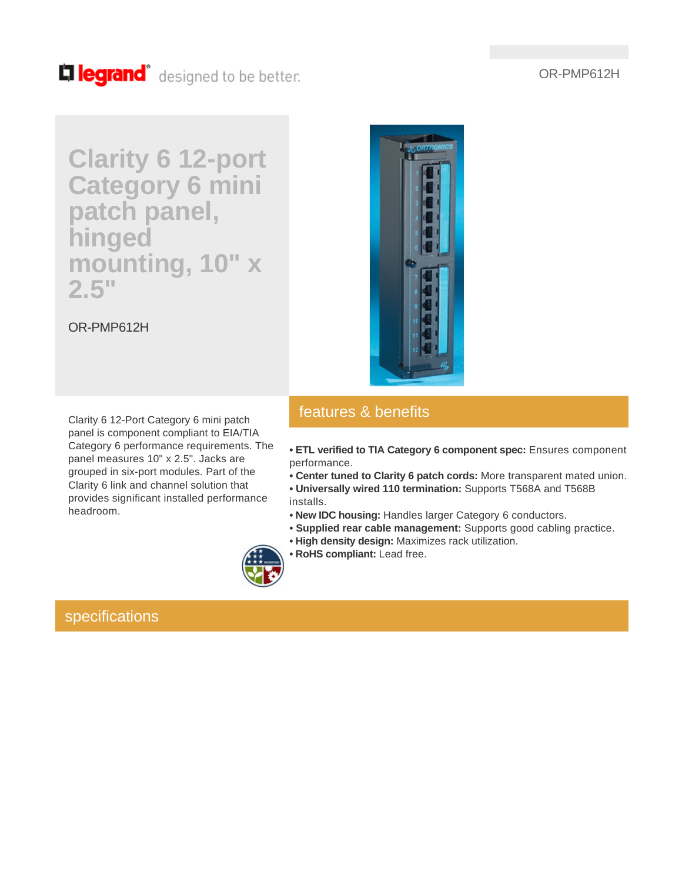legrand® designed to be better.

OR-PMP612H

# Clarity 6 12-port Category 6 mini patch panel, hinged mounting, 10" x 2.5"

OR-PMP612H

Clarity 6 12-Port Category 6 mini patch panel is component compliant to EIA/TIA Category 6 performance requirements. The panel measures 10" x 2.5". Jacks are grouped in six-port modules. Part of the Clarity 6 link and channel solution that provides significant installed performance headroom.

## features & benefits

- **ETL verified to TIA Category 6 component spec:** Ensures component performance.
- **Center tuned to Clarity 6 patch cords:** More transparent mated union.
- **Universally wired 110 termination:** Supports T568A and T568B installs.
- **New IDC housing:** Handles larger Category 6 conductors.
- **Supplied rear cable management:** Supports good cabling practice.
- **High density design:** Maximizes rack utilization.
- **RoHS compliant:** Lead free.

## specifications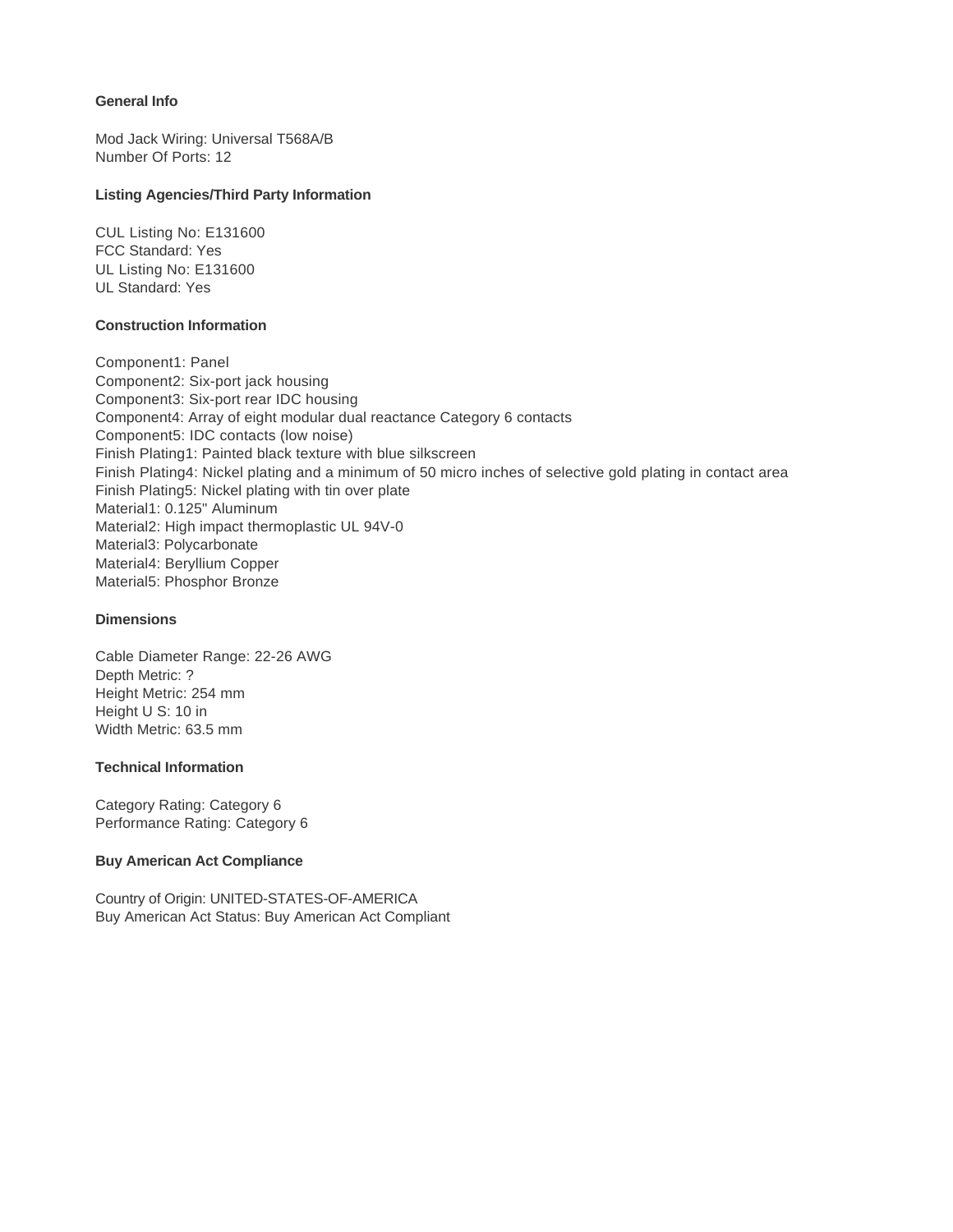**General Info**

Mod Jack Wiring: Universal T568A/B
Number Of Ports: 12

**Listing Agencies/Third Party Information**

CUL Listing No: E131600
FCC Standard: Yes
UL Listing No: E131600
UL Standard: Yes

**Construction Information**

Component1: Panel
Component2: Six-port jack housing
Component3: Six-port rear IDC housing
Component4: Array of eight modular dual reactance Category 6 contacts
Component5: IDC contacts (low noise)
Finish Plating1: Painted black texture with blue silkscreen
Finish Plating4: Nickel plating and a minimum of 50 micro inches of selective gold plating in contact area
Finish Plating5: Nickel plating with tin over plate
Material1: 0.125" Aluminum
Material2: High impact thermoplastic UL 94V-0
Material3: Polycarbonate
Material4: Beryllium Copper
Material5: Phosphor Bronze

**Dimensions**

Cable Diameter Range: 22-26 AWG
Depth Metric: ?
Height Metric: 254 mm
Height U S: 10 in
Width Metric: 63.5 mm

**Technical Information**

Category Rating: Category 6
Performance Rating: Category 6

**Buy American Act Compliance**

Country of Origin: UNITED-STATES-OF-AMERICA
Buy American Act Status: Buy American Act Compliant